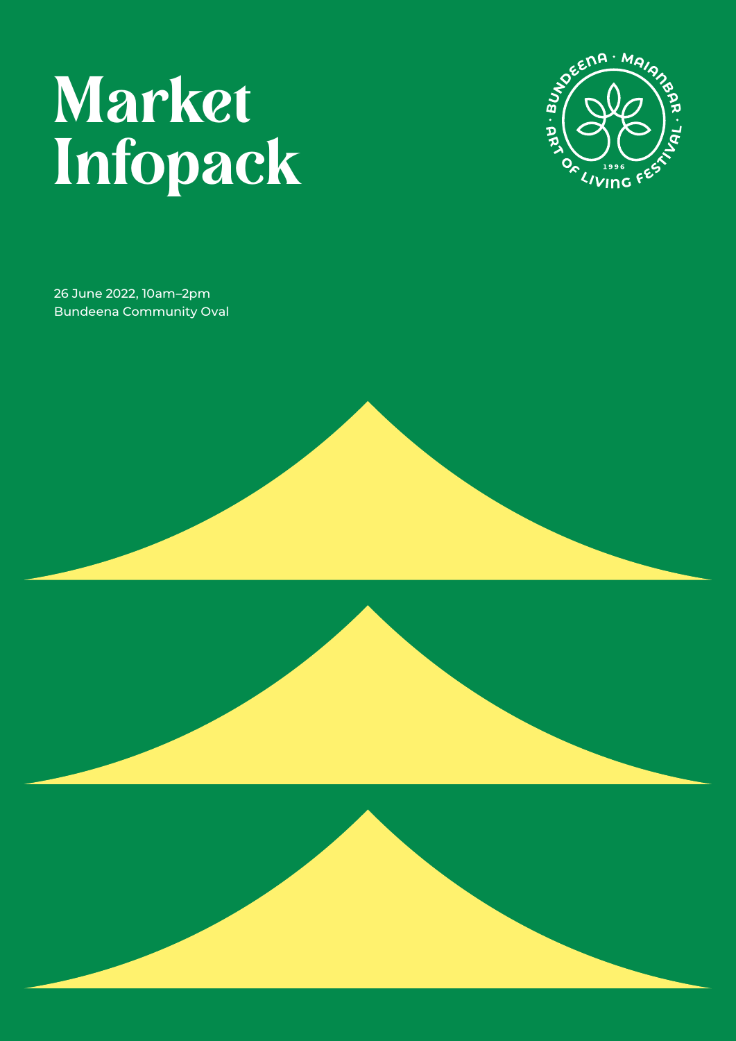# Market Infopack

BUNDEENA · MAIANBAR · ART OF LIVING FESTIVAL · 1996

26 June 2022, 10am–2pm
Bundeena Community Oval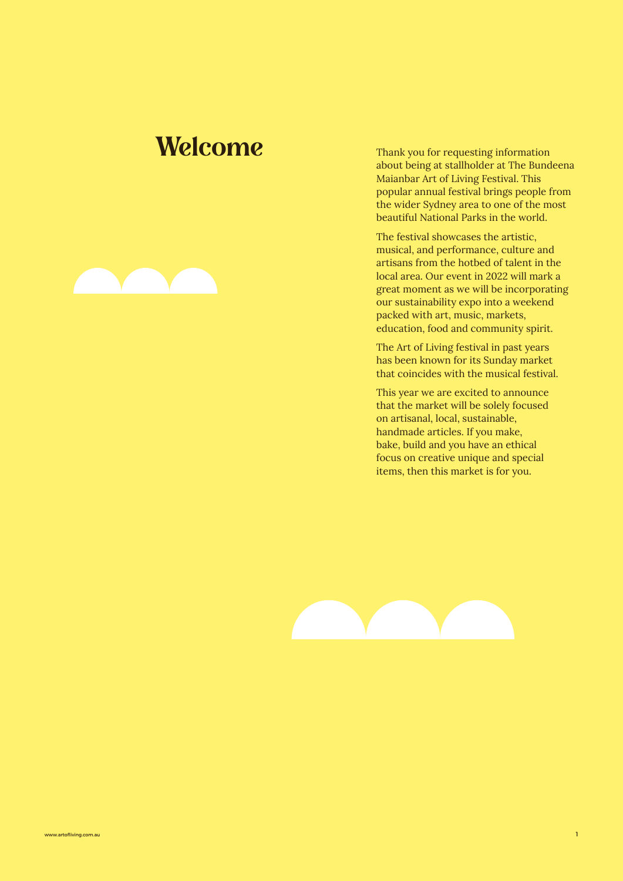# Welcome

Thank you for requesting information about being at stallholder at The Bundeena Maianbar Art of Living Festival. This popular annual festival brings people from the wider Sydney area to one of the most beautiful National Parks in the world.

The festival showcases the artistic, musical, and performance, culture and artisans from the hotbed of talent in the local area. Our event in 2022 will mark a great moment as we will be incorporating our sustainability expo into a weekend packed with art, music, markets, education, food and community spirit.

The Art of Living festival in past years has been known for its Sunday market that coincides with the musical festival.

This year we are excited to announce that the market will be solely focused on artisanal, local, sustainable, handmade articles. If you make, bake, build and you have an ethical focus on creative unique and special items, then this market is for you.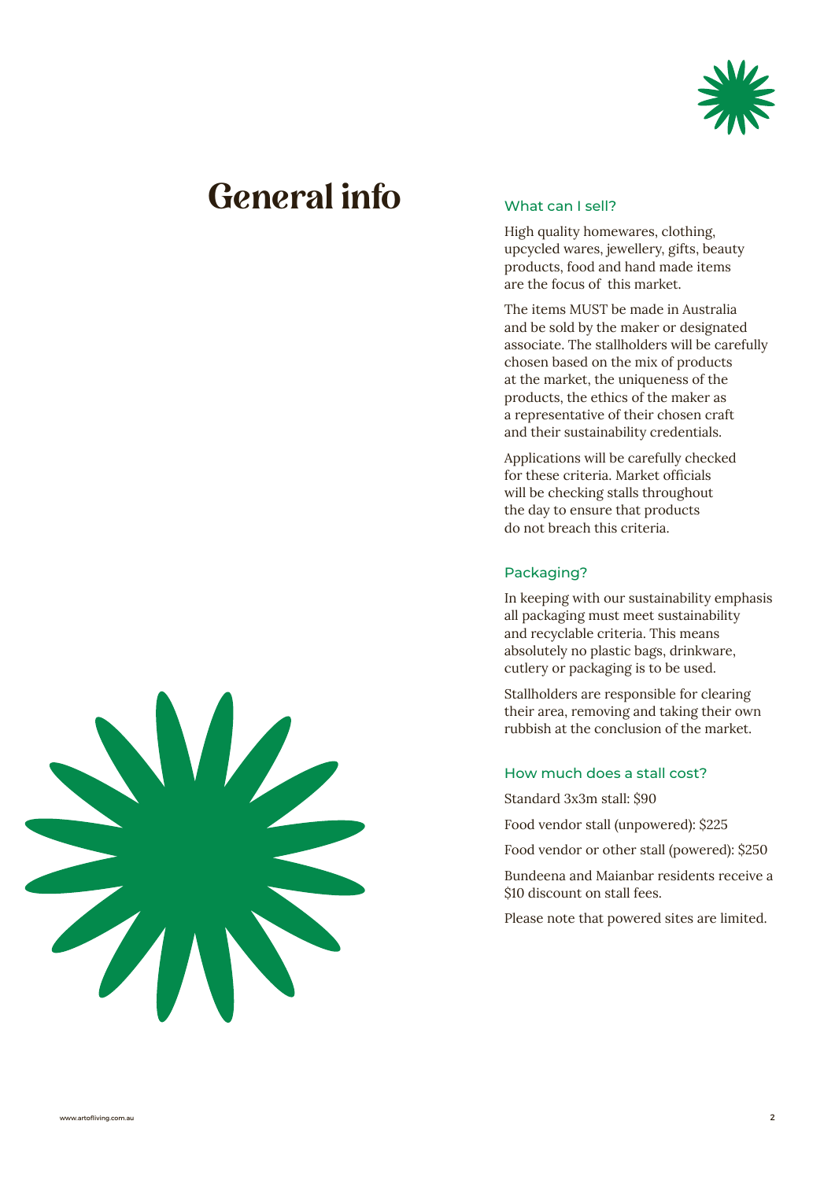# General info

## What can I sell?

High quality homewares, clothing, upcycled wares, jewellery, gifts, beauty products, food and hand made items are the focus of this market.

The items MUST be made in Australia and be sold by the maker or designated associate. The stallholders will be carefully chosen based on the mix of products at the market, the uniqueness of the products, the ethics of the maker as a representative of their chosen craft and their sustainability credentials.

Applications will be carefully checked for these criteria. Market officials will be checking stalls throughout the day to ensure that products do not breach this criteria.

## Packaging?

In keeping with our sustainability emphasis all packaging must meet sustainability and recyclable criteria. This means absolutely no plastic bags, drinkware, cutlery or packaging is to be used.

Stallholders are responsible for clearing their area, removing and taking their own rubbish at the conclusion of the market.

## How much does a stall cost?

Standard 3x3m stall: $90

Food vendor stall (unpowered): $225

Food vendor or other stall (powered): $250

Bundeena and Maianbar residents receive a $10 discount on stall fees.

Please note that powered sites are limited.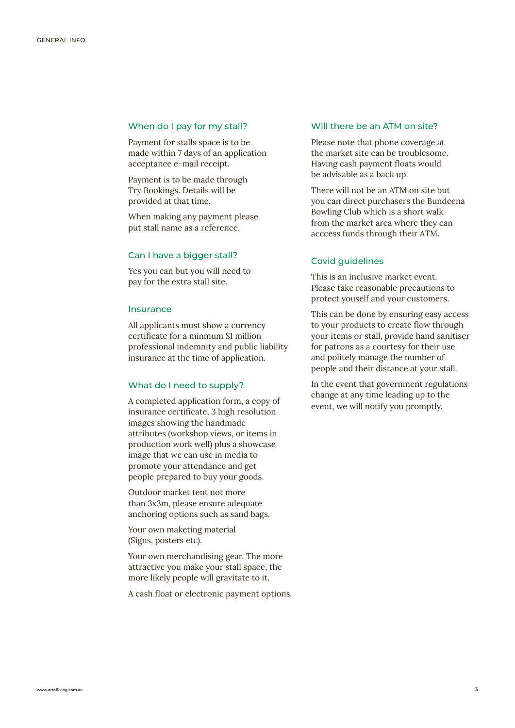## When do I pay for my stall?

Payment for stalls space is to be made within 7 days of an application acceptance e-mail receipt.

Payment is to be made through Try Bookings. Details will be provided at that time.

When making any payment please put stall name as a reference.

## Can I have a bigger stall?

Yes you can but you will need to pay for the extra stall site.

## Insurance

All applicants must show a currency certificate for a minmum $1 million professional indemnity and public liability insurance at the time of application.

## What do I need to supply?

A completed application form, a copy of insurance certificate, 3 high resolution images showing the handmade attributes (workshop views, or items in production work well) plus a showcase image that we can use in media to promote your attendance and get people prepared to buy your goods.

Outdoor market tent not more than 3x3m, please ensure adequate anchoring options such as sand bags.

Your own maketing material (Signs, posters etc).

Your own merchandising gear. The more attractive you make your stall space, the more likely people will gravitate to it.

A cash float or electronic payment options.

## Will there be an ATM on site?

Please note that phone coverage at the market site can be troublesome. Having cash payment floats would be advisable as a back up.

There will not be an ATM on site but you can direct purchasers the Bundeena Bowling Club which is a short walk from the market area where they can acccess funds through their ATM.

## Covid guidelines

This is an inclusive market event. Please take reasonable precautions to protect youself and your customers.

This can be done by ensuring easy access to your products to create flow through your items or stall, provide hand sanitiser for patrons as a courtesy for their use and politely manage the number of people and their distance at your stall.

In the event that government regulations change at any time leading up to the event, we will notify you promptly.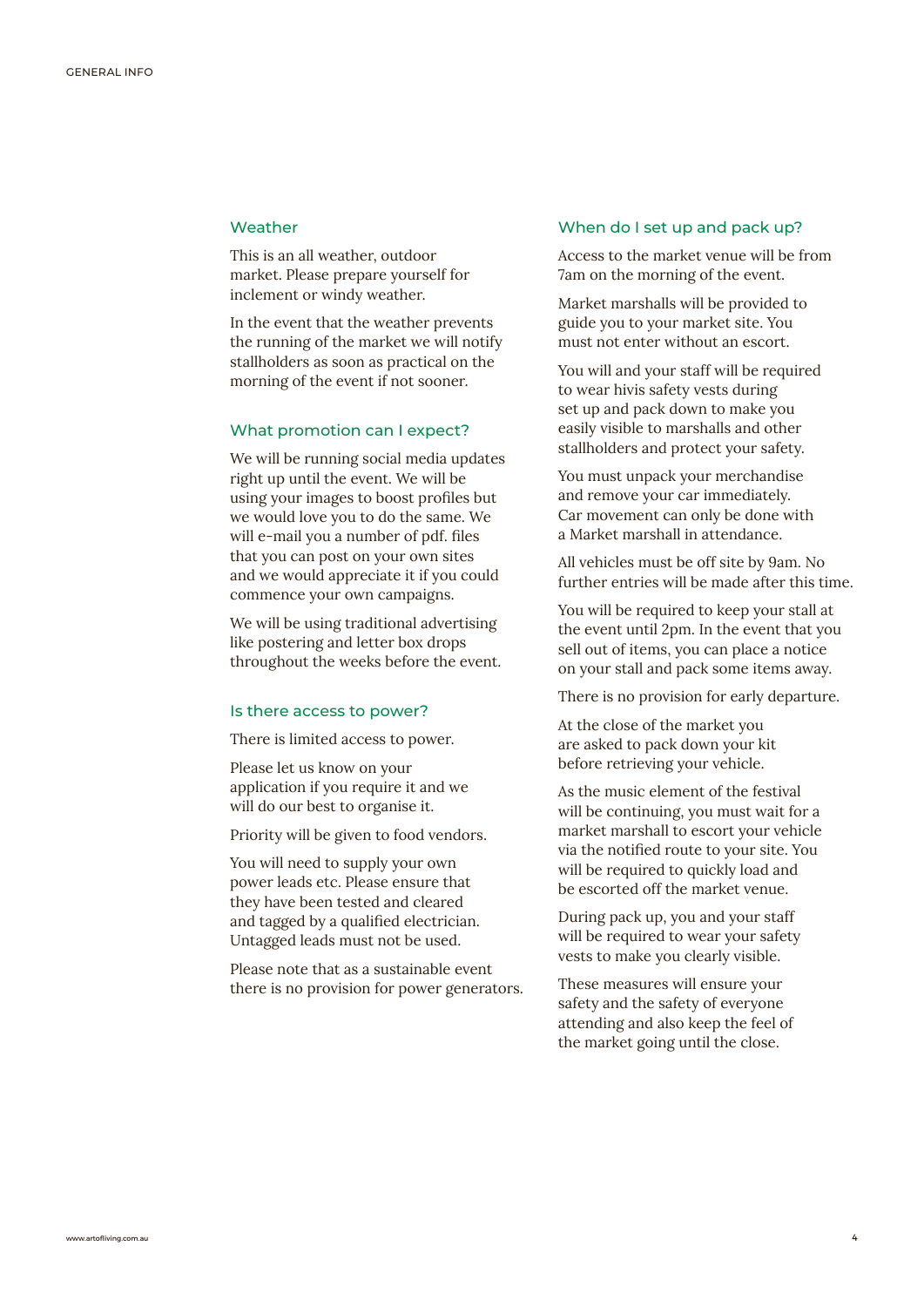## Weather

This is an all weather, outdoor market. Please prepare yourself for inclement or windy weather.

In the event that the weather prevents the running of the market we will notify stallholders as soon as practical on the morning of the event if not sooner.

## What promotion can I expect?

We will be running social media updates right up until the event. We will be using your images to boost profiles but we would love you to do the same. We will e-mail you a number of pdf. files that you can post on your own sites and we would appreciate it if you could commence your own campaigns.

We will be using traditional advertising like postering and letter box drops throughout the weeks before the event.

## Is there access to power?

There is limited access to power.

Please let us know on your application if you require it and we will do our best to organise it.

Priority will be given to food vendors.

You will need to supply your own power leads etc. Please ensure that they have been tested and cleared and tagged by a qualified electrician. Untagged leads must not be used.

Please note that as a sustainable event there is no provision for power generators.

## When do I set up and pack up?

Access to the market venue will be from 7am on the morning of the event.

Market marshalls will be provided to guide you to your market site. You must not enter without an escort.

You will and your staff will be required to wear hivis safety vests during set up and pack down to make you easily visible to marshalls and other stallholders and protect your safety.

You must unpack your merchandise and remove your car immediately. Car movement can only be done with a Market marshall in attendance.

All vehicles must be off site by 9am. No further entries will be made after this time.

You will be required to keep your stall at the event until 2pm. In the event that you sell out of items, you can place a notice on your stall and pack some items away.

There is no provision for early departure.

At the close of the market you are asked to pack down your kit before retrieving your vehicle.

As the music element of the festival will be continuing, you must wait for a market marshall to escort your vehicle via the notified route to your site. You will be required to quickly load and be escorted off the market venue.

During pack up, you and your staff will be required to wear your safety vests to make you clearly visible.

These measures will ensure your safety and the safety of everyone attending and also keep the feel of the market going until the close.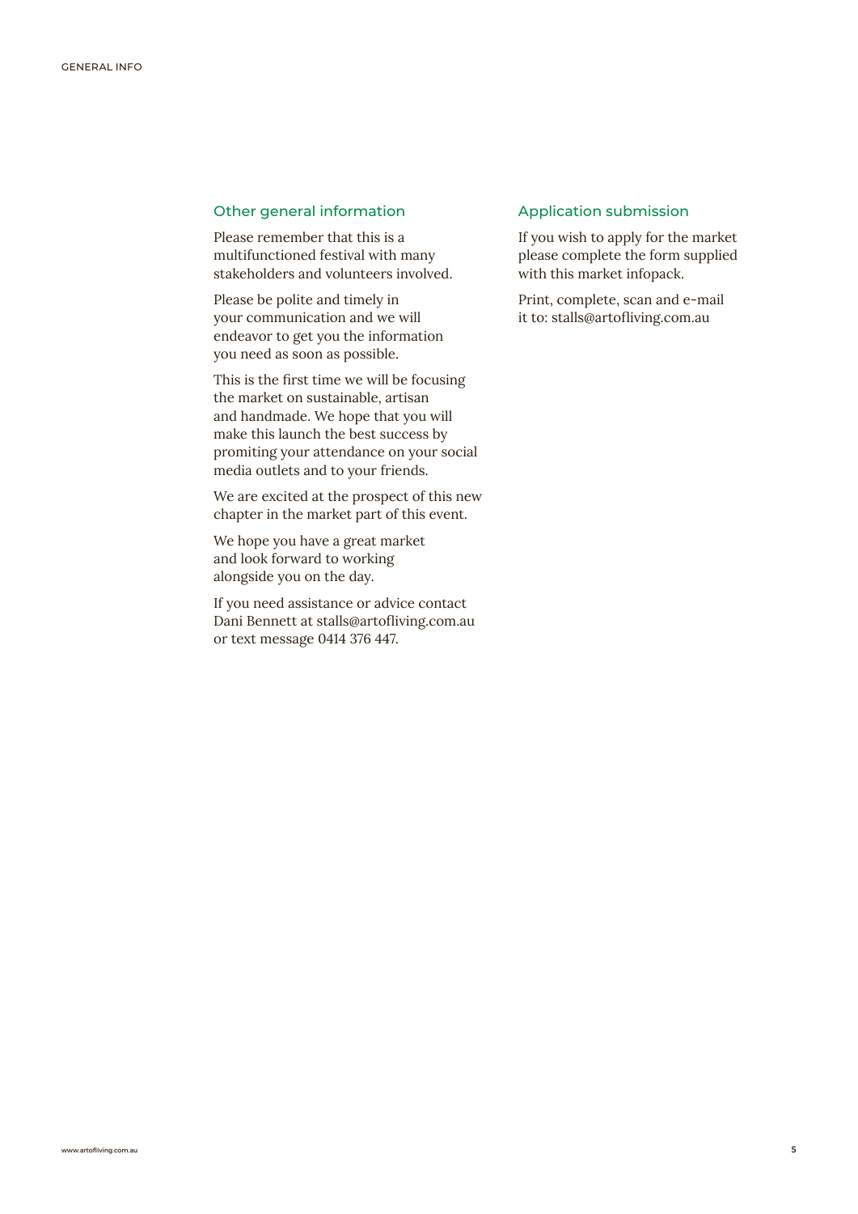## Other general information

Please remember that this is a multifunctioned festival with many stakeholders and volunteers involved.

Please be polite and timely in your communication and we will endeavor to get you the information you need as soon as possible.

This is the first time we will be focusing the market on sustainable, artisan and handmade. We hope that you will make this launch the best success by promiting your attendance on your social media outlets and to your friends.

We are excited at the prospect of this new chapter in the market part of this event.

We hope you have a great market and look forward to working alongside you on the day.

If you need assistance or advice contact Dani Bennett at stalls@artofliving.com.au or text message 0414 376 447.

## Application submission

If you wish to apply for the market please complete the form supplied with this market infopack.

Print, complete, scan and e-mail it to: stalls@artofliving.com.au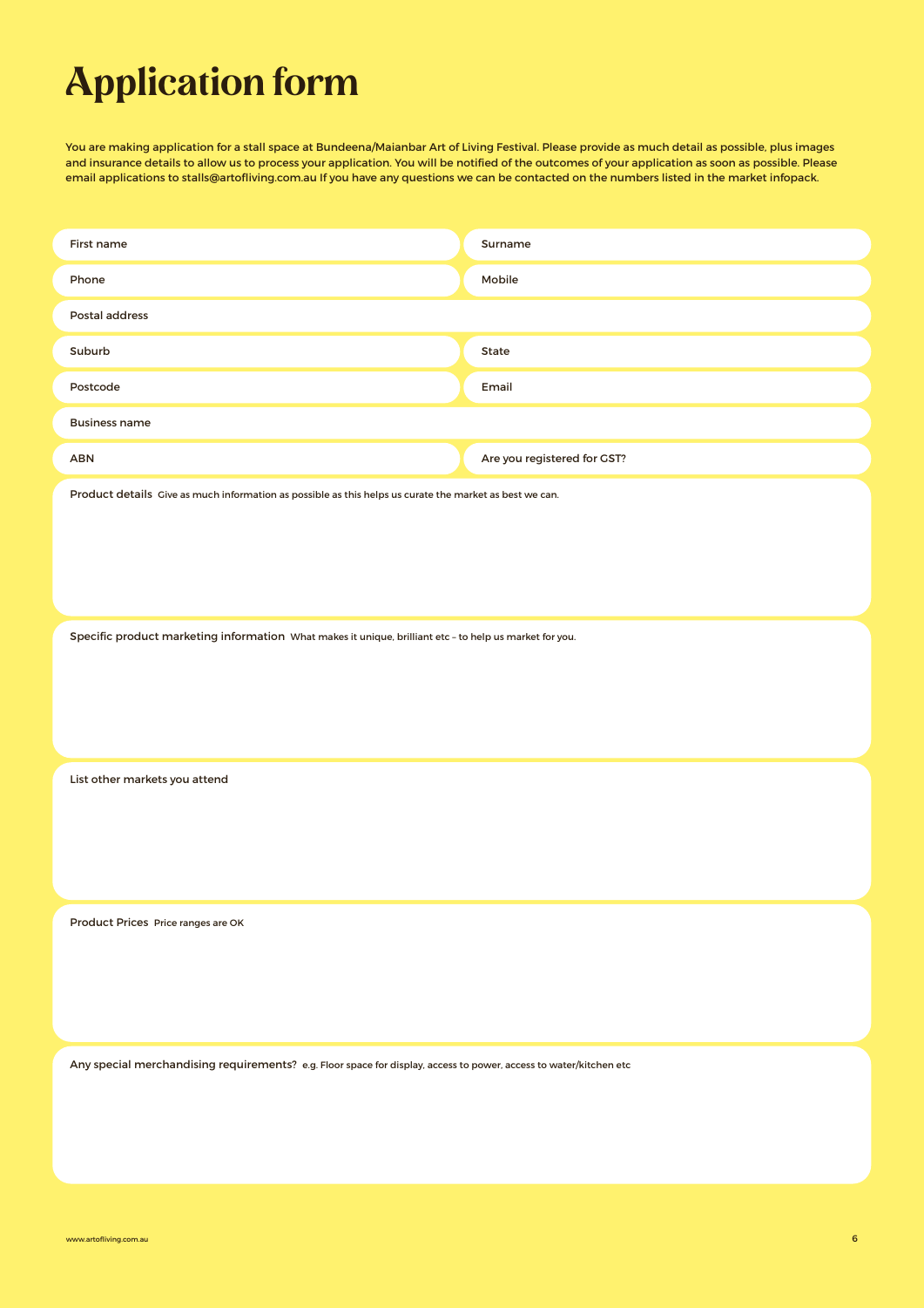# Application form

You are making application for a stall space at Bundeena/Maianbar Art of Living Festival. Please provide as much detail as possible, plus images and insurance details to allow us to process your application. You will be notified of the outcomes of your application as soon as possible. Please email applications to stalls@artofliving.com.au If you have any questions we can be contacted on the numbers listed in the market infopack.

First name

Surname

Phone

Mobile

Postal address

Suburb

State

Postcode

Email

Business name

ABN

Are you registered for GST?

Product details Give as much information as possible as this helps us curate the market as best we can.

Specific product marketing information What makes it unique, brilliant etc – to help us market for you.

List other markets you attend

Product Prices Price ranges are OK

Any special merchandising requirements? e.g. Floor space for display, access to power, access to water/kitchen etc